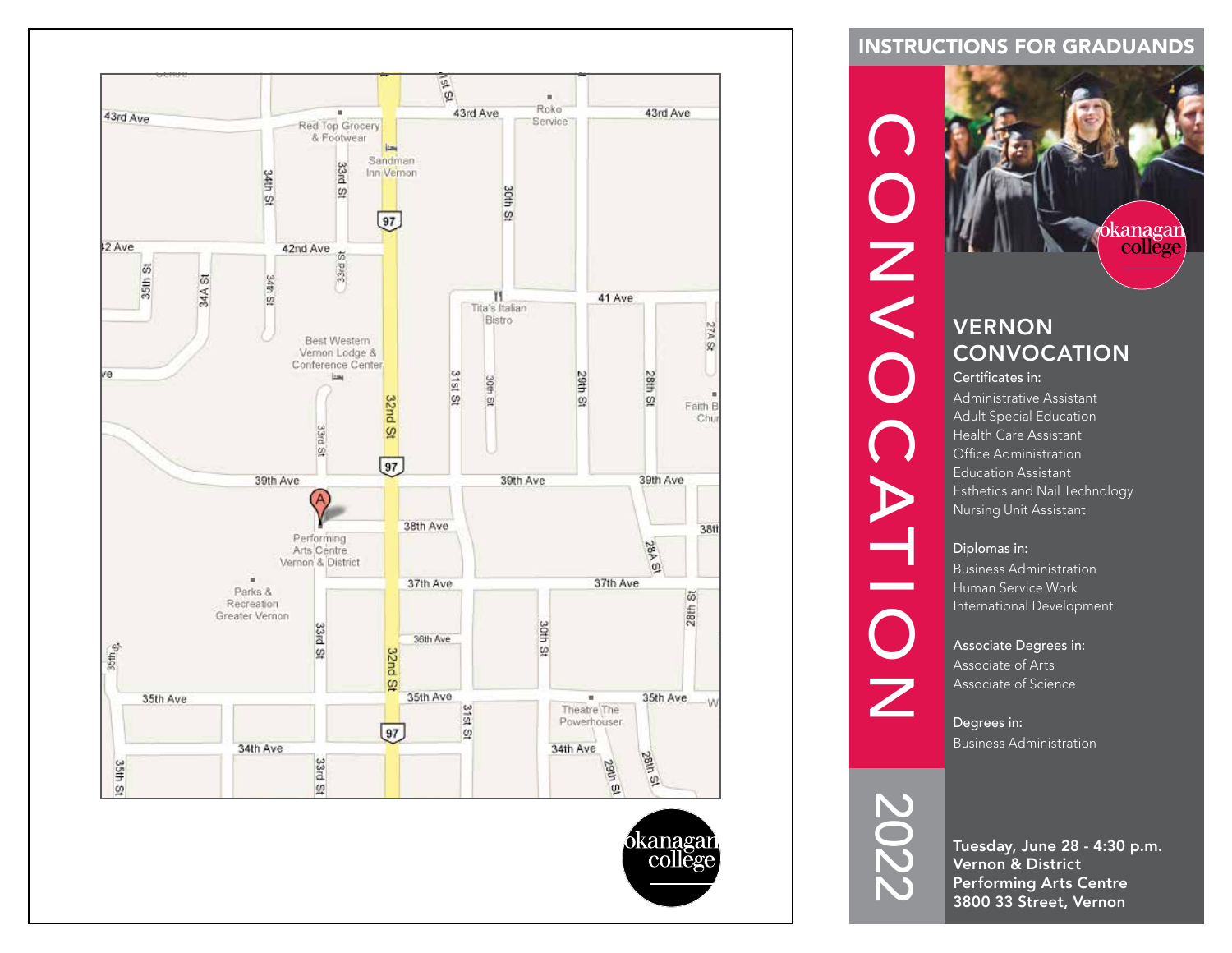# INSTRUCTIONS FOR GRADUANDS

CONVOCATION 2022

## VERNON CONVOCATION

**Certificates in:**

Administrative Assistant
Adult Special Education
Health Care Assistant
Office Administration
Education Assistant
Esthetics and Nail Technology
Nursing Unit Assistant

**Diplomas in:**

Business Administration
Human Service Work
International Development

**Associate Degrees in:**

Associate of Arts
Associate of Science

**Degrees in:**

Business Administration

**Tuesday, June 28 - 4:30 p.m.**
**Vernon & District**
**Performing Arts Centre**
**3800 33 Street, Vernon**

okanagan college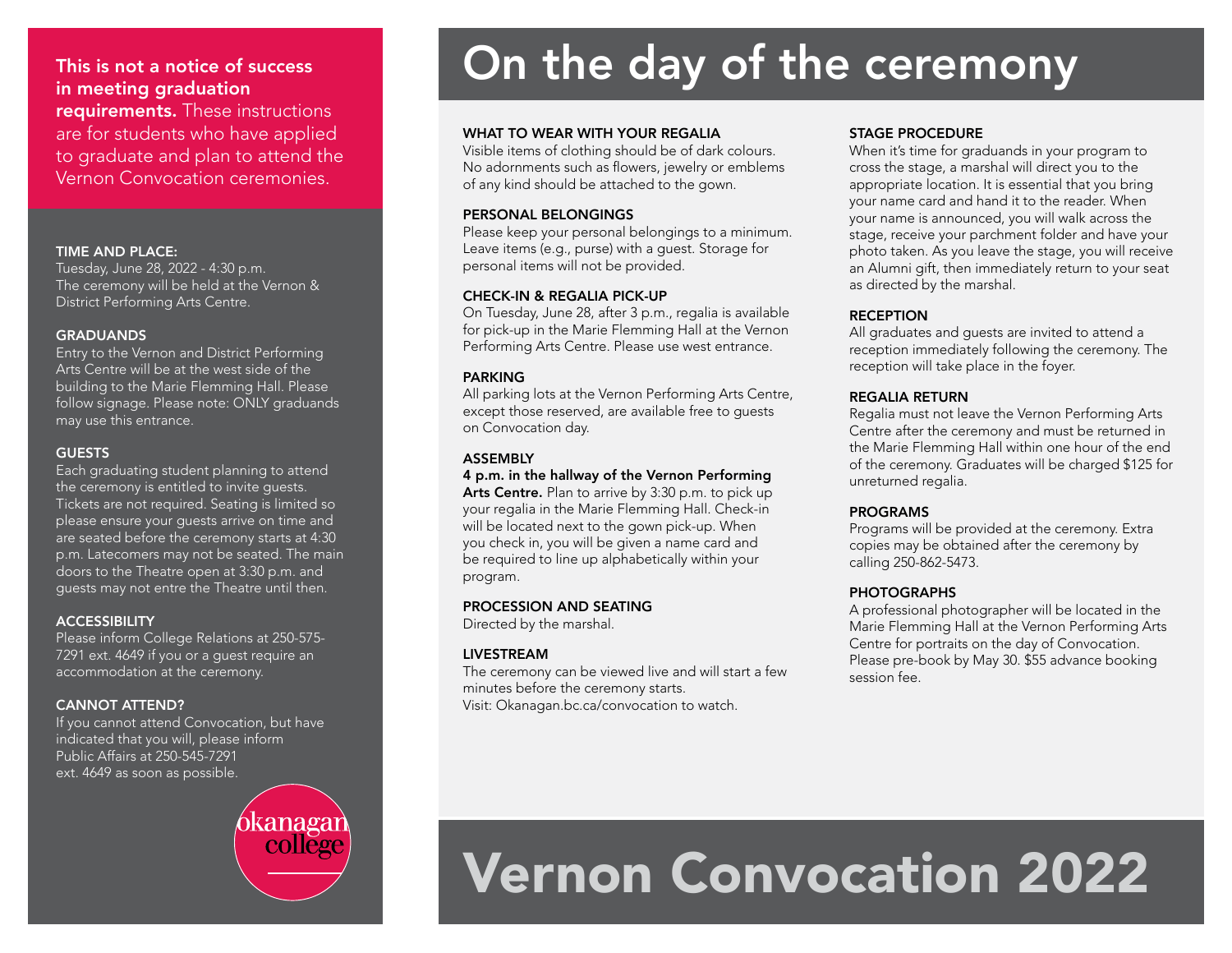**This is not a notice of success in meeting graduation requirements.** These instructions are for students who have applied to graduate and plan to attend the Vernon Convocation ceremonies.

### TIME AND PLACE:

Tuesday, June 28, 2022 - 4:30 p.m.
The ceremony will be held at the Vernon & District Performing Arts Centre.

### GRADUANDS

Entry to the Vernon and District Performing Arts Centre will be at the west side of the building to the Marie Flemming Hall. Please follow signage. Please note: ONLY graduands may use this entrance.

### GUESTS

Each graduating student planning to attend the ceremony is entitled to invite guests. Tickets are not required. Seating is limited so please ensure your guests arrive on time and are seated before the ceremony starts at 4:30 p.m. Latecomers may not be seated. The main doors to the Theatre open at 3:30 p.m. and guests may not entre the Theatre until then.

### ACCESSIBILITY

Please inform College Relations at 250-575-7291 ext. 4649 if you or a guest require an accommodation at the ceremony.

### CANNOT ATTEND?

If you cannot attend Convocation, but have indicated that you will, please inform Public Affairs at 250-545-7291 ext. 4649 as soon as possible.

okanagan college

# On the day of the ceremony

### WHAT TO WEAR WITH YOUR REGALIA

Visible items of clothing should be of dark colours. No adornments such as flowers, jewelry or emblems of any kind should be attached to the gown.

### PERSONAL BELONGINGS

Please keep your personal belongings to a minimum. Leave items (e.g., purse) with a guest. Storage for personal items will not be provided.

### CHECK-IN & REGALIA PICK-UP

On Tuesday, June 28, after 3 p.m., regalia is available for pick-up in the Marie Flemming Hall at the Vernon Performing Arts Centre. Please use west entrance.

### PARKING

All parking lots at the Vernon Performing Arts Centre, except those reserved, are available free to guests on Convocation day.

### ASSEMBLY

**4 p.m. in the hallway of the Vernon Performing Arts Centre.** Plan to arrive by 3:30 p.m. to pick up your regalia in the Marie Flemming Hall. Check-in will be located next to the gown pick-up. When you check in, you will be given a name card and be required to line up alphabetically within your program.

### PROCESSION AND SEATING

Directed by the marshal.

### LIVESTREAM

The ceremony can be viewed live and will start a few minutes before the ceremony starts.
Visit: Okanagan.bc.ca/convocation to watch.

### STAGE PROCEDURE

When it's time for graduands in your program to cross the stage, a marshal will direct you to the appropriate location. It is essential that you bring your name card and hand it to the reader. When your name is announced, you will walk across the stage, receive your parchment folder and have your photo taken. As you leave the stage, you will receive an Alumni gift, then immediately return to your seat as directed by the marshal.

### RECEPTION

All graduates and guests are invited to attend a reception immediately following the ceremony. The reception will take place in the foyer.

### REGALIA RETURN

Regalia must not leave the Vernon Performing Arts Centre after the ceremony and must be returned in the Marie Flemming Hall within one hour of the end of the ceremony. Graduates will be charged $125 for unreturned regalia.

### PROGRAMS

Programs will be provided at the ceremony. Extra copies may be obtained after the ceremony by calling 250-862-5473.

### PHOTOGRAPHS

A professional photographer will be located in the Marie Flemming Hall at the Vernon Performing Arts Centre for portraits on the day of Convocation. Please pre-book by May 30. $55 advance booking session fee.

# Vernon Convocation 2022